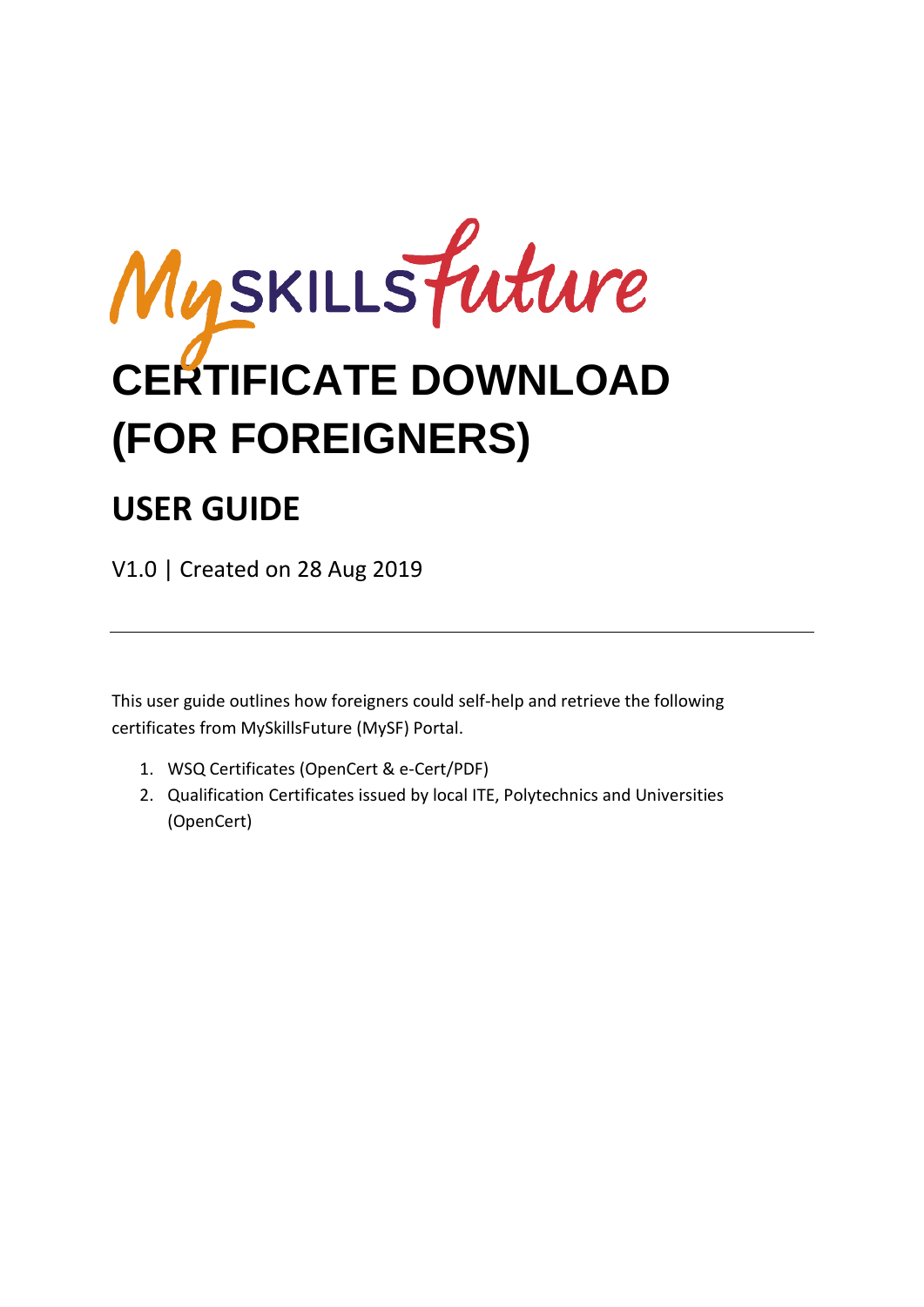MySKILLSFuture

# CERTIFICATE DOWNLOAD (FOR FOREIGNERS)

## USER GUIDE

V1.0 | Created on 28 Aug 2019

---

This user guide outlines how foreigners could self-help and retrieve the following certificates from MySkillsFuture (MySF) Portal.

1. WSQ Certificates (OpenCert & e-Cert/PDF)
2. Qualification Certificates issued by local ITE, Polytechnics and Universities (OpenCert)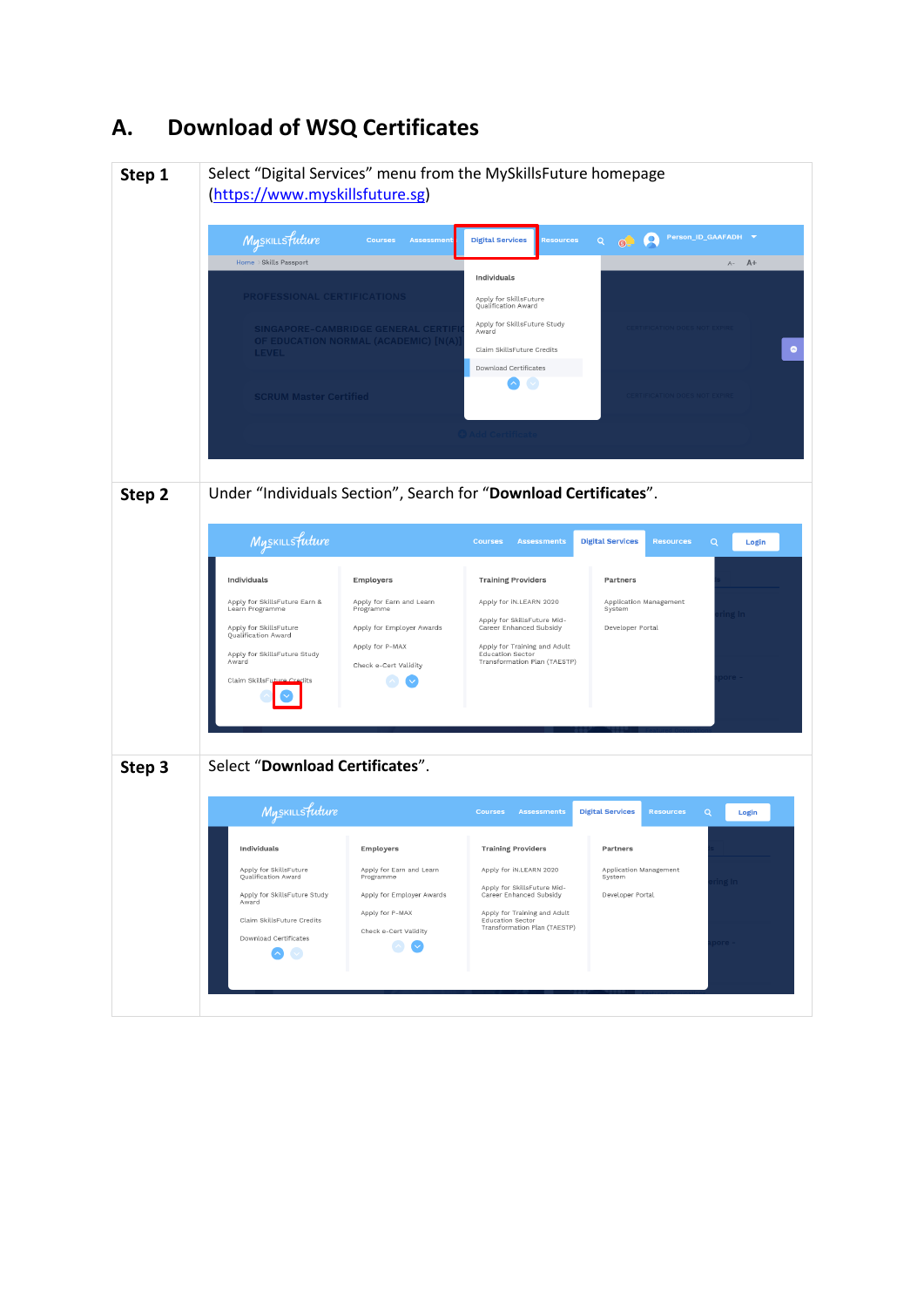# A. Download of WSQ Certificates

| | |
|---|---|
| **Step 1** | Select "Digital Services" menu from the MySkillsFuture homepage (https://www.myskillsfuture.sg) |
| **Step 2** | Under "Individuals Section", Search for "**Download Certificates**". |
| **Step 3** | Select "**Download Certificates**". |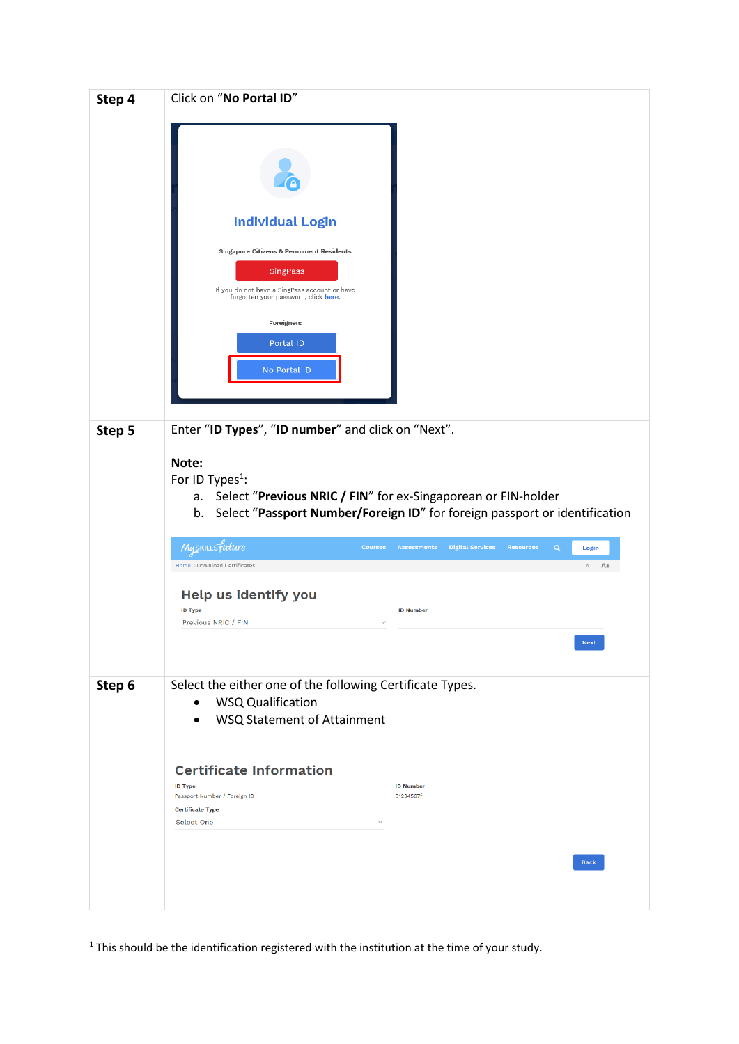| | |
|---|---|
| **Step 4** | Click on "**No Portal ID**"<br><br>Individual Login<br>Singapore Citizens & Permanent Residents<br>SingPass<br>If you do not have a SingPass account or have forgotten your password, click here.<br>Foreigners<br>Portal ID<br>No Portal ID |
| **Step 5** | Enter "**ID Types**", "**ID number**" and click on "Next".<br><br>**Note:**<br>For ID Types[1]:<br>a. Select "**Previous NRIC / FIN**" for ex-Singaporean or FIN-holder<br>b. Select "**Passport Number/Foreign ID**" for foreign passport or identification<br><br>MySkillsFuture — Courses, Assessments, Digital Services, Resources, Login<br>Home › Download Certificates<br>Help us identify you<br>ID Type: Previous NRIC / FIN — ID Number<br>Next |
| **Step 6** | Select the either one of the following Certificate Types.<br>• WSQ Qualification<br>• WSQ Statement of Attainment<br><br>Certificate Information<br>ID Type: Passport Number / Foreign ID — ID Number: S1234567F<br>Certificate Type: Select One<br>Back |

[1] This should be the identification registered with the institution at the time of your study.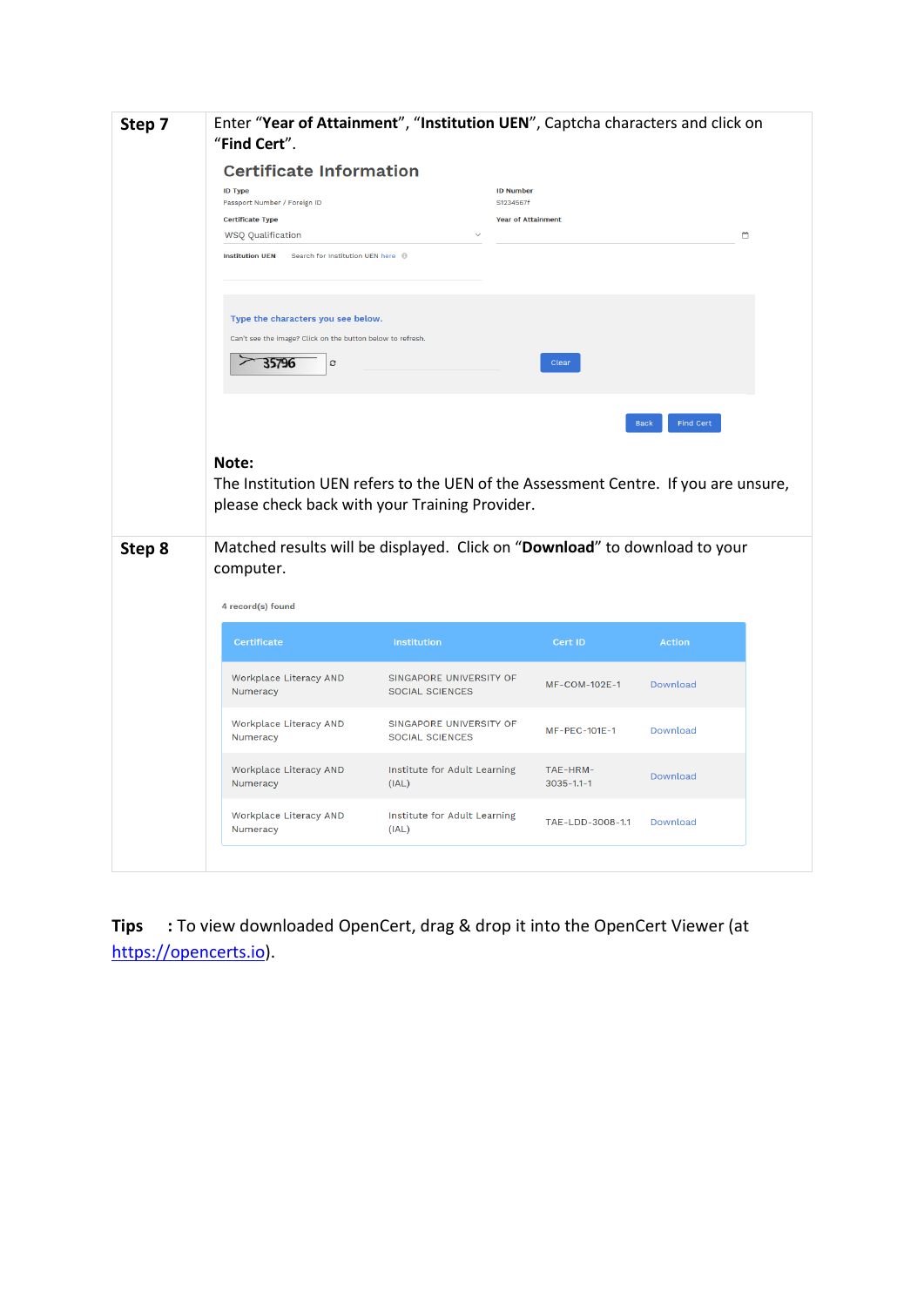| Step | Instructions |
|---|---|
| **Step 7** | Enter "**Year of Attainment**", "**Institution UEN**", Captcha characters and click on "**Find Cert**". |
| **Step 8** | Matched results will be displayed. Click on "**Download**" to download to your computer. |

**Step 7** screen:

## Certificate Information

ID Type: Passport Number / Foreign ID

ID Number: S1234567f

Certificate Type: WSQ Qualification

Year of Attainment

Institution UEN — Search for Institution UEN here

Type the characters you see below.

Can't see the image? Click on the button below to refresh.

35796

Clear

Back | Find Cert

**Note:**
The Institution UEN refers to the UEN of the Assessment Centre. If you are unsure, please check back with your Training Provider.

**Step 8** screen:

4 record(s) found

| Certificate | Institution | Cert ID | Action |
|---|---|---|---|
| Workplace Literacy AND Numeracy | SINGAPORE UNIVERSITY OF SOCIAL SCIENCES | MF-COM-102E-1 | Download |
| Workplace Literacy AND Numeracy | SINGAPORE UNIVERSITY OF SOCIAL SCIENCES | MF-PEC-101E-1 | Download |
| Workplace Literacy AND Numeracy | Institute for Adult Learning (IAL) | TAE-HRM-3035-1.1-1 | Download |
| Workplace Literacy AND Numeracy | Institute for Adult Learning (IAL) | TAE-LDD-3008-1.1 | Download |

**Tips** : To view downloaded OpenCert, drag & drop it into the OpenCert Viewer (at https://opencerts.io).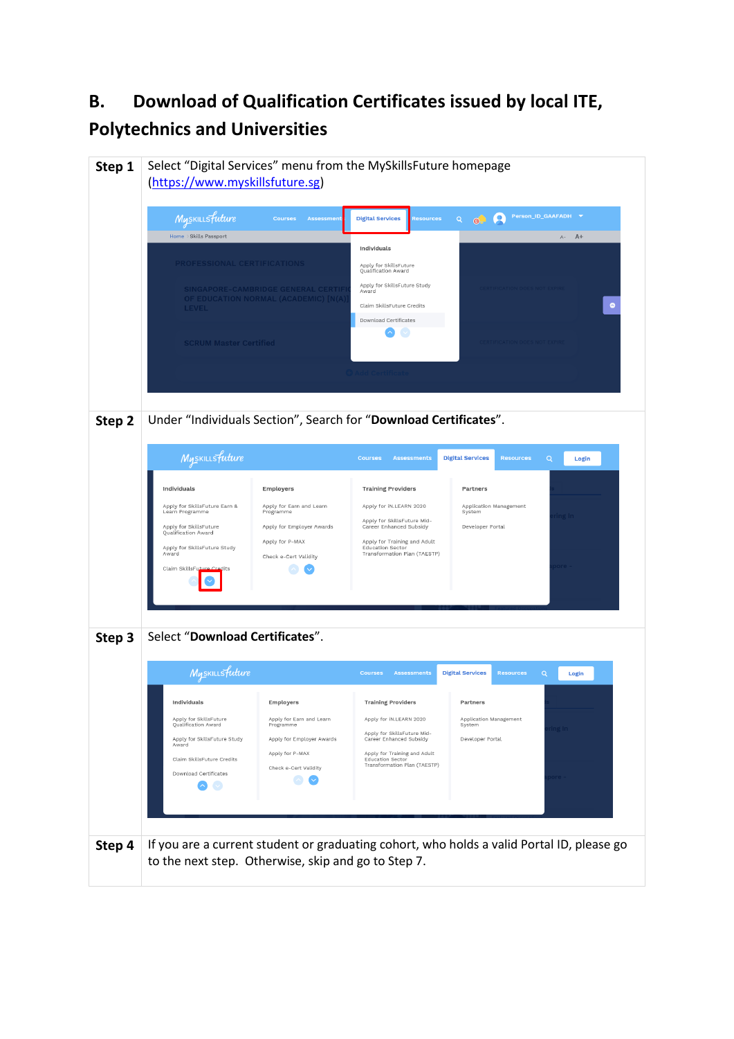## B. Download of Qualification Certificates issued by local ITE, Polytechnics and Universities

| | |
|---|---|
| **Step 1** | Select "Digital Services" menu from the MySkillsFuture homepage ([https://www.myskillsfuture.sg](https://www.myskillsfuture.sg)) |
| **Step 2** | Under "Individuals Section", Search for "**Download Certificates**". |
| **Step 3** | Select "**Download Certificates**". |
| **Step 4** | If you are a current student or graduating cohort, who holds a valid Portal ID, please go to the next step. Otherwise, skip and go to Step 7. |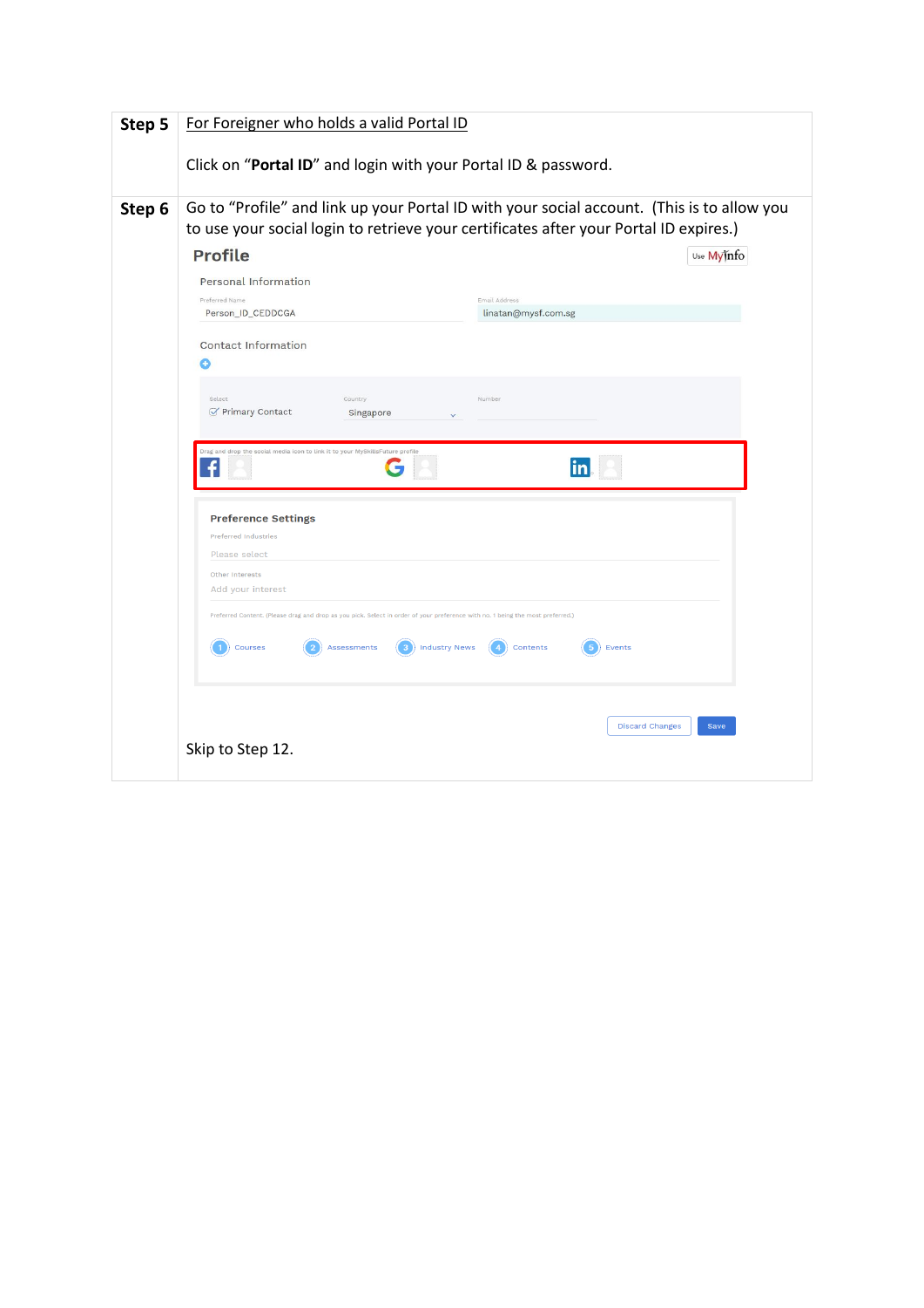| | |
|---|---|
| **Step 5** | For Foreigner who holds a valid Portal ID<br><br>Click on "**Portal ID**" and login with your Portal ID & password. |
| **Step 6** | Go to "Profile" and link up your Portal ID with your social account. (This is to allow you to use your social login to retrieve your certificates after your Portal ID expires.)<br><br>Skip to Step 12. |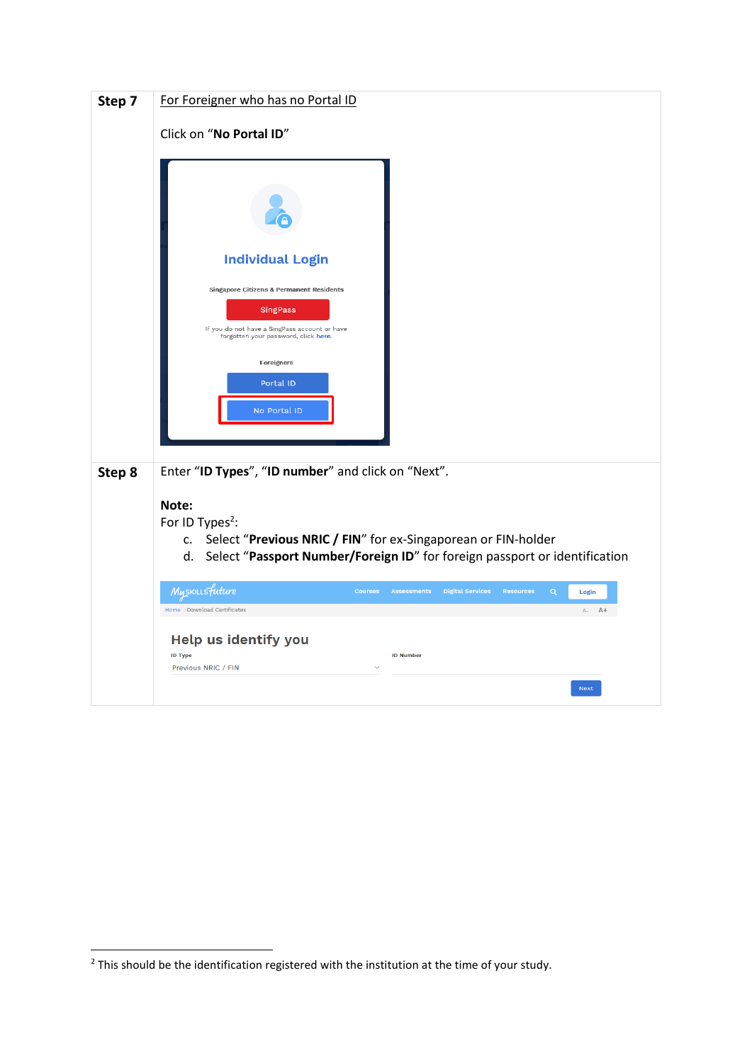| | |
|---|---|
| **Step 7** | For Foreigner who has no Portal ID<br><br>Click on "**No Portal ID**" |
| **Step 8** | Enter "**ID Types**", "**ID number**" and click on "Next".<br><br>**Note:**<br>For ID Types[2]:<br>c. Select "**Previous NRIC / FIN**" for ex-Singaporean or FIN-holder<br>d. Select "**Passport Number/Foreign ID**" for foreign passport or identification |

[2] This should be the identification registered with the institution at the time of your study.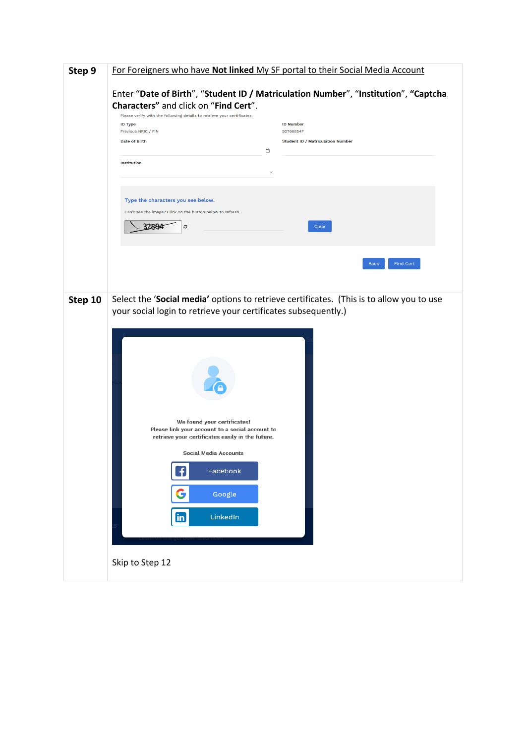| | |
|---|---|
| **Step 9** | For Foreigners who have **Not linked** My SF portal to their Social Media Account<br><br>Enter "**Date of Birth**", "**Student ID / Matriculation Number**", "**Institution**", **"Captcha Characters"** and click on "**Find Cert**".<br><br>Please verify with the following details to retrieve your certificates.<br>ID Type: Previous NRIC / FIN<br>ID Number: S0766654F<br>Date of Birth<br>Student ID / Matriculation Number<br>Institution<br>Type the characters you see below.<br>Can't see the image? Click on the button below to refresh.<br>32894<br>Clear<br>Back  Find Cert |
| **Step 10** | Select the '**Social media'** options to retrieve certificates. (This is to allow you to use your social login to retrieve your certificates subsequently.)<br><br>We found your certificates!<br>Please link your account to a social account to retrieve your certificates easily in the future.<br>Social Media Accounts<br>Facebook<br>Google<br>LinkedIn<br><br>Skip to Step 12 |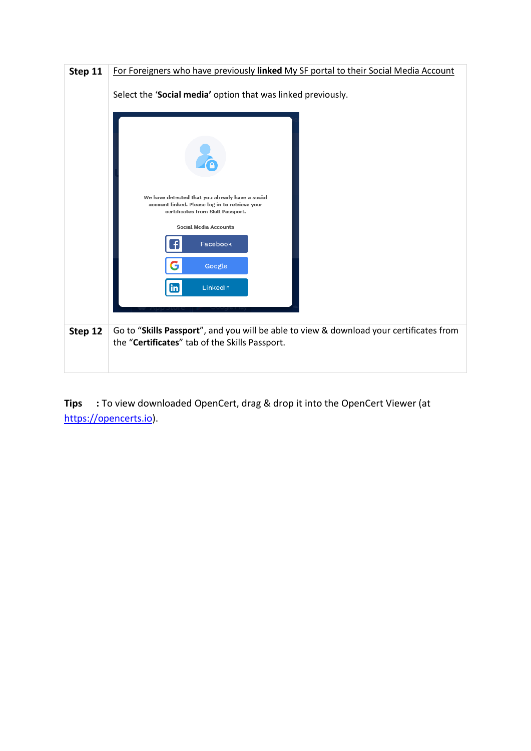| | |
|---|---|
| **Step 11** | For Foreigners who have previously **linked** My SF portal to their Social Media Account<br><br>Select the '**Social media'** option that was linked previously.<br><br>We have detected that you already have a social account linked. Please log in to retrieve your certificates from Skill Passport.<br><br>Social Media Accounts<br><br>Facebook<br><br>Google<br><br>LinkedIn |
| **Step 12** | Go to "**Skills Passport**", and you will be able to view & download your certificates from the "**Certificates**" tab of the Skills Passport. |

**Tips** : To view downloaded OpenCert, drag & drop it into the OpenCert Viewer (at https://opencerts.io).